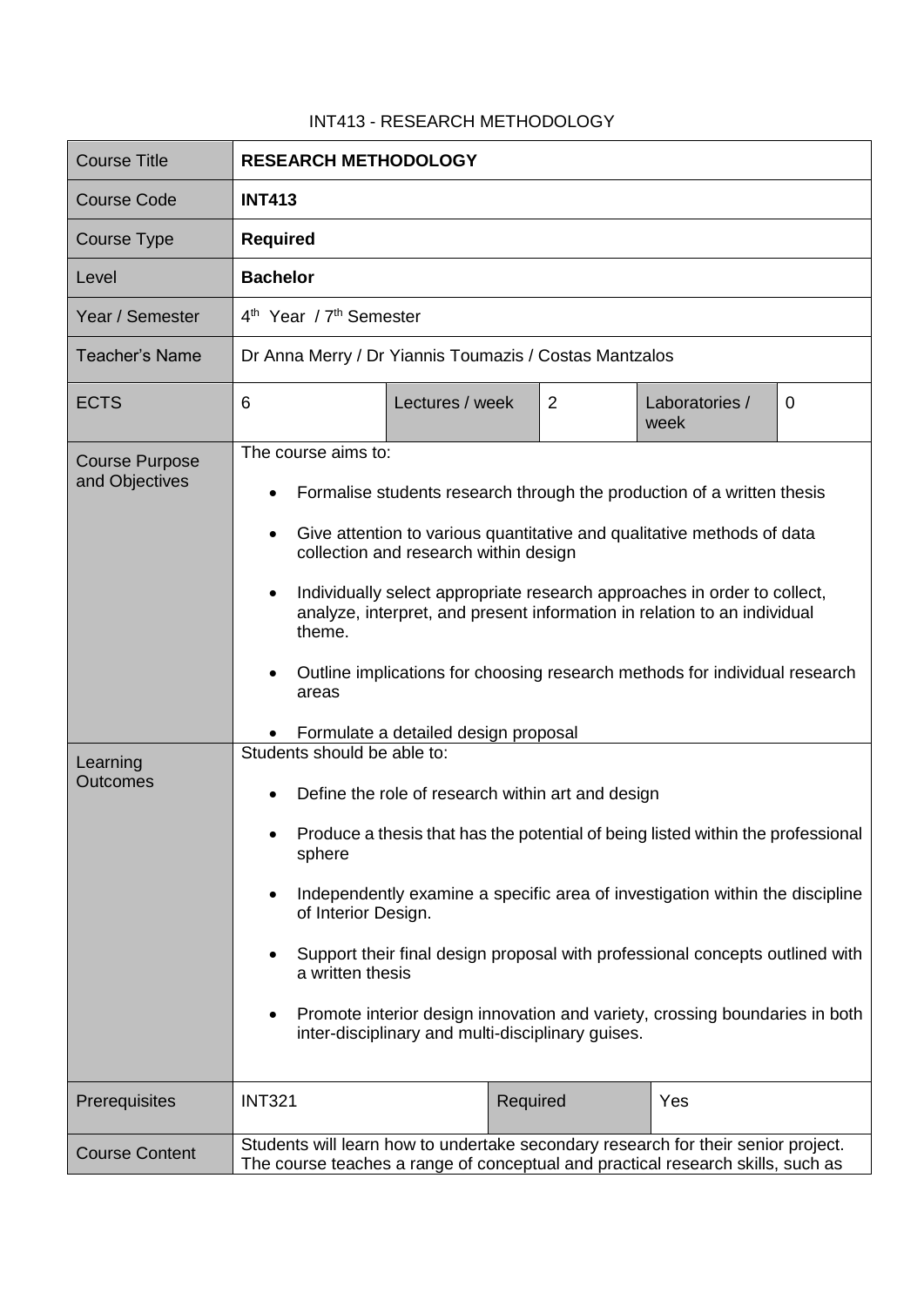INT413 - RESEARCH METHODOLOGY

| Course Title | **RESEARCH METHODOLOGY** | | | | |
|---|---|---|---|---|---|
| Course Code | **INT413** | | | | |
| Course Type | **Required** | | | | |
| Level | **Bachelor** | | | | |
| Year / Semester | 4th Year / 7th Semester | | | | |
| Teacher's Name | Dr Anna Merry / Dr Yiannis Toumazis / Costas Mantzalos | | | | |
| ECTS | 6 | Lectures / week | 2 | Laboratories / week | 0 |
| Course Purpose and Objectives | The course aims to:<br>• Formalise students research through the production of a written thesis<br>• Give attention to various quantitative and qualitative methods of data collection and research within design<br>• Individually select appropriate research approaches in order to collect, analyze, interpret, and present information in relation to an individual theme.<br>• Outline implications for choosing research methods for individual research areas<br>• Formulate a detailed design proposal | | | | |
| Learning Outcomes | Students should be able to:<br>• Define the role of research within art and design<br>• Produce a thesis that has the potential of being listed within the professional sphere<br>• Independently examine a specific area of investigation within the discipline of Interior Design.<br>• Support their final design proposal with professional concepts outlined with a written thesis<br>• Promote interior design innovation and variety, crossing boundaries in both inter-disciplinary and multi-disciplinary guises. | | | | |
| Prerequisites | INT321 | | Required | Yes | |
| Course Content | Students will learn how to undertake secondary research for their senior project. The course teaches a range of conceptual and practical research skills, such as | | | | |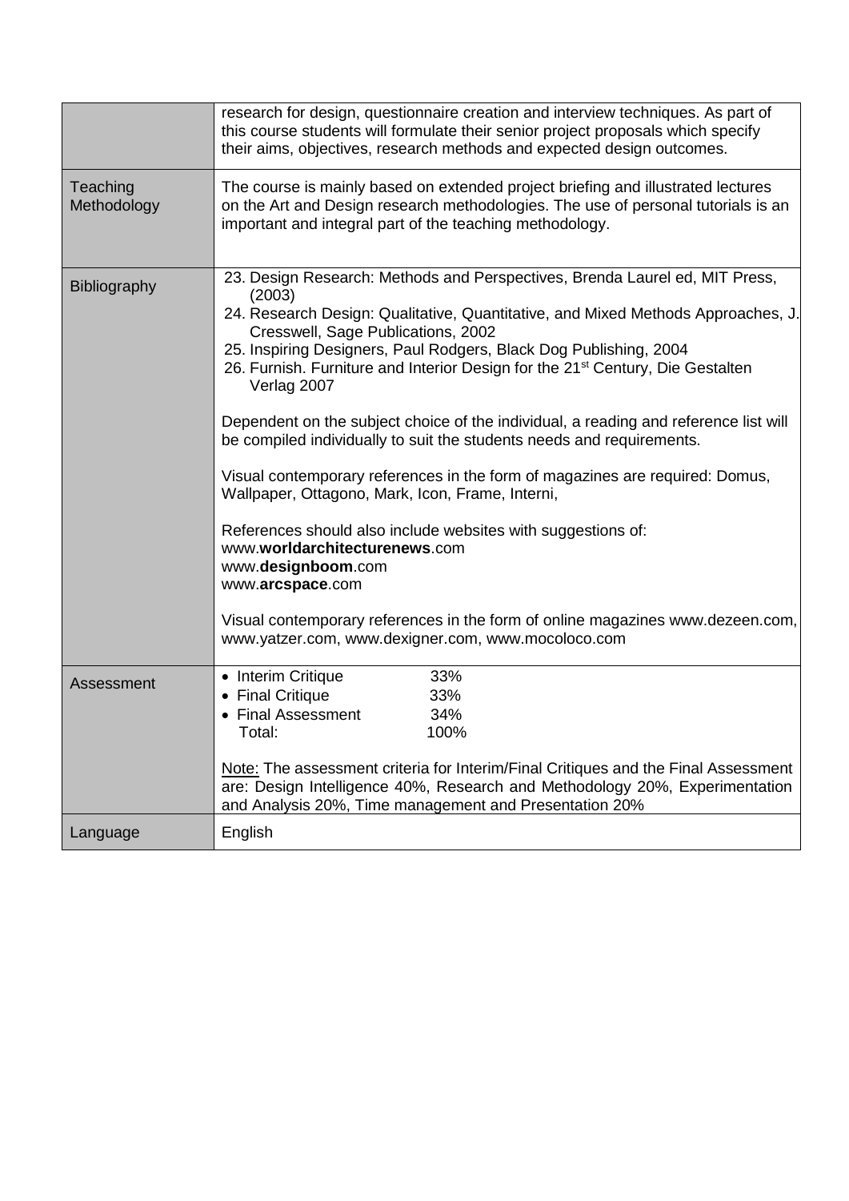| | |
|---|---|
| | research for design, questionnaire creation and interview techniques. As part of this course students will formulate their senior project proposals which specify their aims, objectives, research methods and expected design outcomes. |
| Teaching Methodology | The course is mainly based on extended project briefing and illustrated lectures on the Art and Design research methodologies. The use of personal tutorials is an important and integral part of the teaching methodology. |
| Bibliography | 23. Design Research: Methods and Perspectives, Brenda Laurel ed, MIT Press, (2003)<br>24. Research Design: Qualitative, Quantitative, and Mixed Methods Approaches, J. Cresswell, Sage Publications, 2002<br>25. Inspiring Designers, Paul Rodgers, Black Dog Publishing, 2004<br>26. Furnish. Furniture and Interior Design for the 21st Century, Die Gestalten Verlag 2007<br><br>Dependent on the subject choice of the individual, a reading and reference list will be compiled individually to suit the students needs and requirements.<br><br>Visual contemporary references in the form of magazines are required: Domus, Wallpaper, Ottagono, Mark, Icon, Frame, Interni,<br><br>References should also include websites with suggestions of:<br>www.**worldarchitecturenews**.com<br>www.**designboom**.com<br>www.**arcspace**.com<br><br>Visual contemporary references in the form of online magazines www.dezeen.com, www.yatzer.com, www.dexigner.com, www.mocoloco.com |
| Assessment | • Interim Critique 33%<br>• Final Critique 33%<br>• Final Assessment 34%<br>Total: 100%<br><br>Note: The assessment criteria for Interim/Final Critiques and the Final Assessment are: Design Intelligence 40%, Research and Methodology 20%, Experimentation and Analysis 20%, Time management and Presentation 20% |
| Language | English |